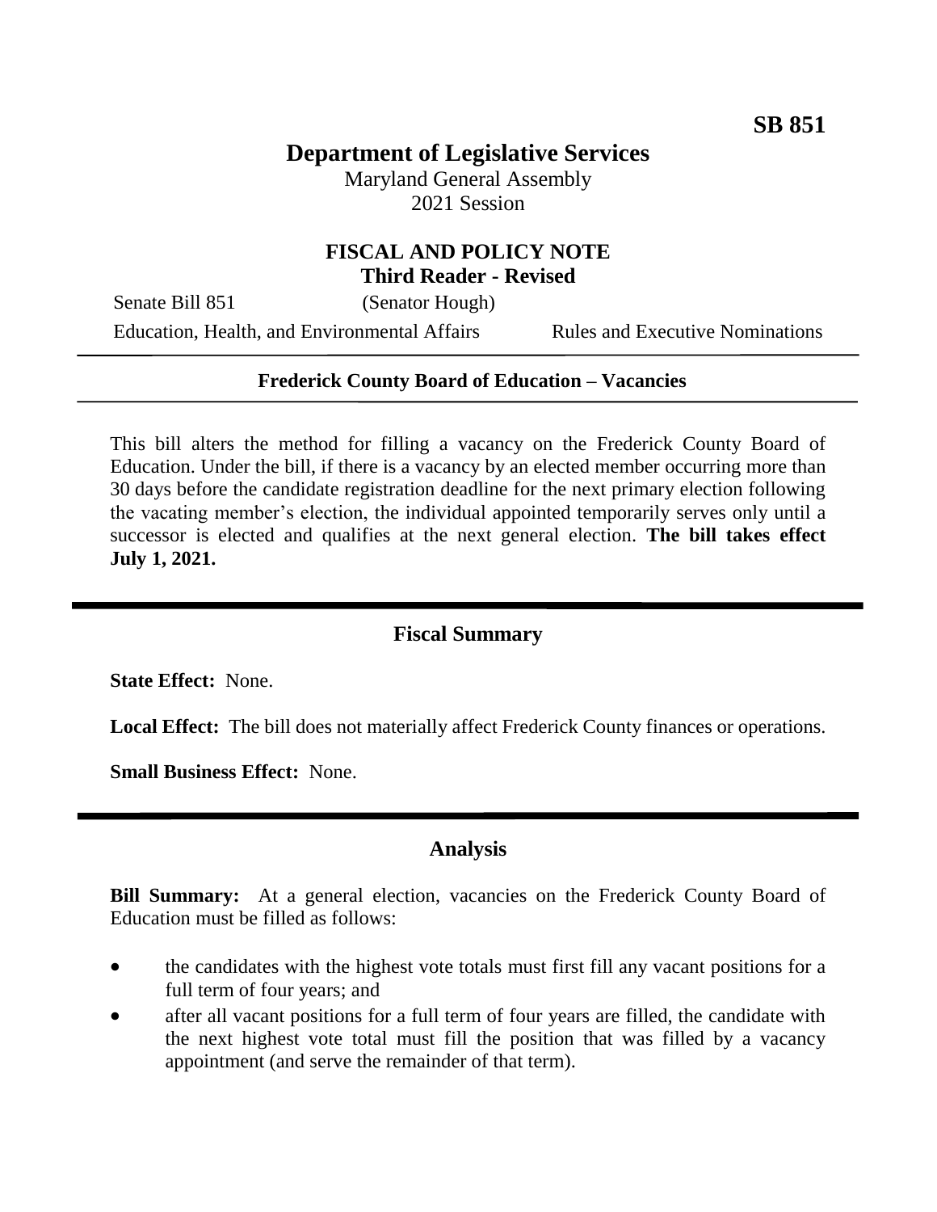**SB 851**

# Department of Legislative Services

Maryland General Assembly
2021 Session

## FISCAL AND POLICY NOTE
**Third Reader - Revised**

Senate Bill 851 (Senator Hough)

Education, Health, and Environmental Affairs Rules and Executive Nominations

---

**Frederick County Board of Education – Vacancies**

---

This bill alters the method for filling a vacancy on the Frederick County Board of Education. Under the bill, if there is a vacancy by an elected member occurring more than 30 days before the candidate registration deadline for the next primary election following the vacating member's election, the individual appointed temporarily serves only until a successor is elected and qualifies at the next general election. **The bill takes effect July 1, 2021.**

---

## Fiscal Summary

**State Effect:** None.

**Local Effect:** The bill does not materially affect Frederick County finances or operations.

**Small Business Effect:** None.

---

## Analysis

**Bill Summary:** At a general election, vacancies on the Frederick County Board of Education must be filled as follows:

- the candidates with the highest vote totals must first fill any vacant positions for a full term of four years; and
- after all vacant positions for a full term of four years are filled, the candidate with the next highest vote total must fill the position that was filled by a vacancy appointment (and serve the remainder of that term).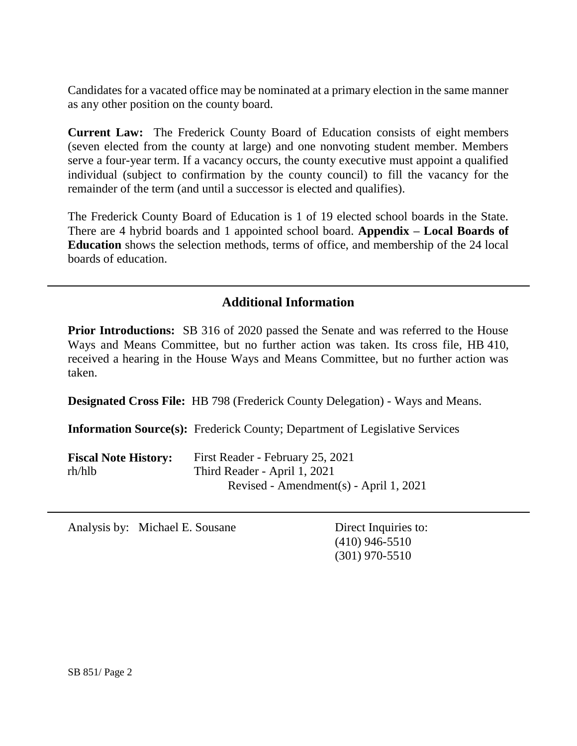Candidates for a vacated office may be nominated at a primary election in the same manner as any other position on the county board.

**Current Law:** The Frederick County Board of Education consists of eight members (seven elected from the county at large) and one nonvoting student member. Members serve a four-year term. If a vacancy occurs, the county executive must appoint a qualified individual (subject to confirmation by the county council) to fill the vacancy for the remainder of the term (and until a successor is elected and qualifies).

The Frederick County Board of Education is 1 of 19 elected school boards in the State. There are 4 hybrid boards and 1 appointed school board. **Appendix – Local Boards of Education** shows the selection methods, terms of office, and membership of the 24 local boards of education.

## Additional Information

**Prior Introductions:** SB 316 of 2020 passed the Senate and was referred to the House Ways and Means Committee, but no further action was taken. Its cross file, HB 410, received a hearing in the House Ways and Means Committee, but no further action was taken.

**Designated Cross File:** HB 798 (Frederick County Delegation) - Ways and Means.

**Information Source(s):** Frederick County; Department of Legislative Services

**Fiscal Note History:** First Reader - February 25, 2021
rh/hlb Third Reader - April 1, 2021
Revised - Amendment(s) - April 1, 2021

Analysis by: Michael E. Sousane

Direct Inquiries to:
(410) 946-5510
(301) 970-5510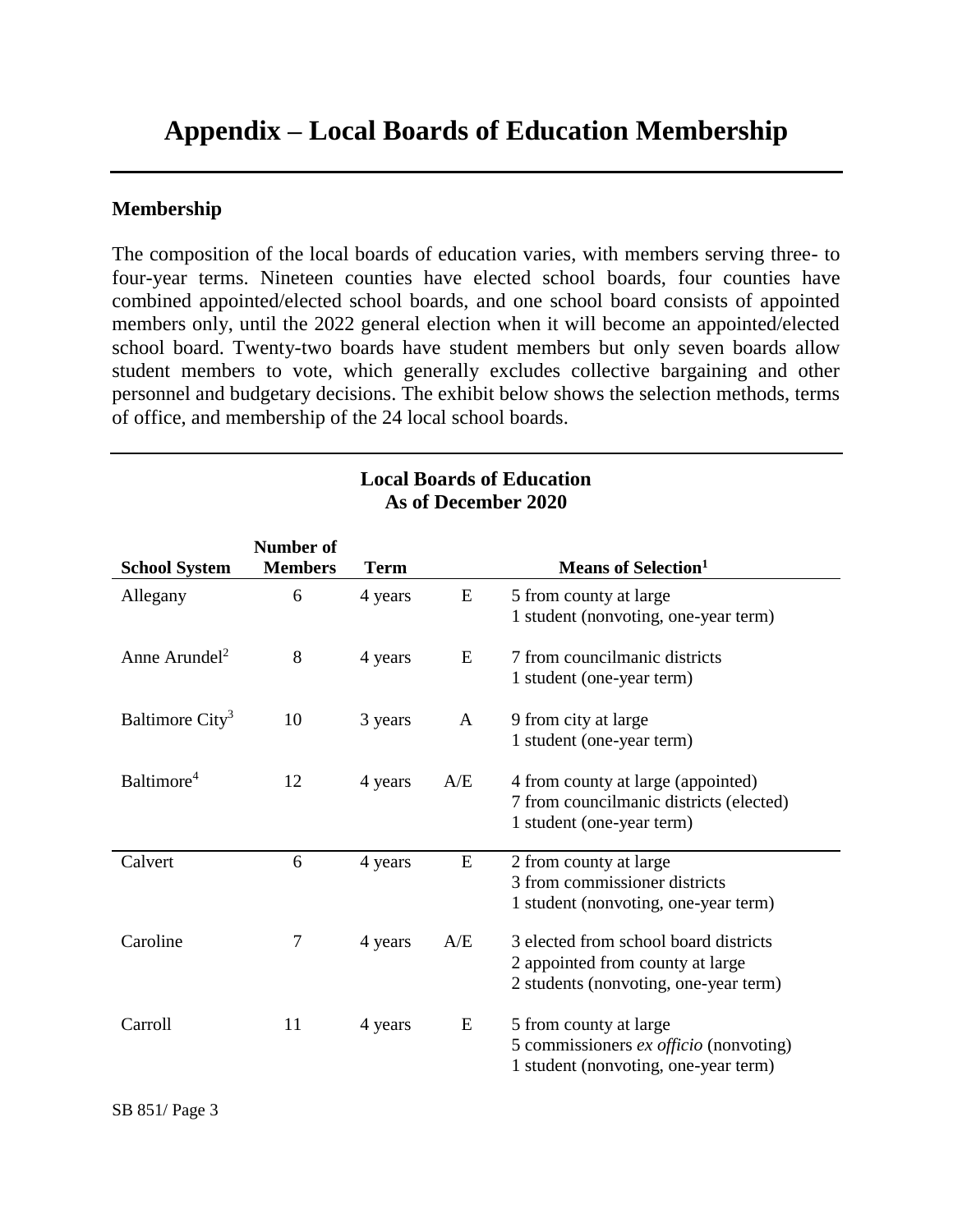# Appendix – Local Boards of Education Membership

## Membership

The composition of the local boards of education varies, with members serving three- to four-year terms. Nineteen counties have elected school boards, four counties have combined appointed/elected school boards, and one school board consists of appointed members only, until the 2022 general election when it will become an appointed/elected school board. Twenty-two boards have student members but only seven boards allow student members to vote, which generally excludes collective bargaining and other personnel and budgetary decisions. The exhibit below shows the selection methods, terms of office, and membership of the 24 local school boards.

**Local Boards of Education**
**As of December 2020**

| School System | Number of Members | Term | | Means of Selection[1] |
|---|---|---|---|---|
| Allegany | 6 | 4 years | E | 5 from county at large<br>1 student (nonvoting, one-year term) |
| Anne Arundel[2] | 8 | 4 years | E | 7 from councilmanic districts<br>1 student (one-year term) |
| Baltimore City[3] | 10 | 3 years | A | 9 from city at large<br>1 student (one-year term) |
| Baltimore[4] | 12 | 4 years | A/E | 4 from county at large (appointed)<br>7 from councilmanic districts (elected)<br>1 student (one-year term) |
| Calvert | 6 | 4 years | E | 2 from county at large<br>3 from commissioner districts<br>1 student (nonvoting, one-year term) |
| Caroline | 7 | 4 years | A/E | 3 elected from school board districts<br>2 appointed from county at large<br>2 students (nonvoting, one-year term) |
| Carroll | 11 | 4 years | E | 5 from county at large<br>5 commissioners *ex officio* (nonvoting)<br>1 student (nonvoting, one-year term) |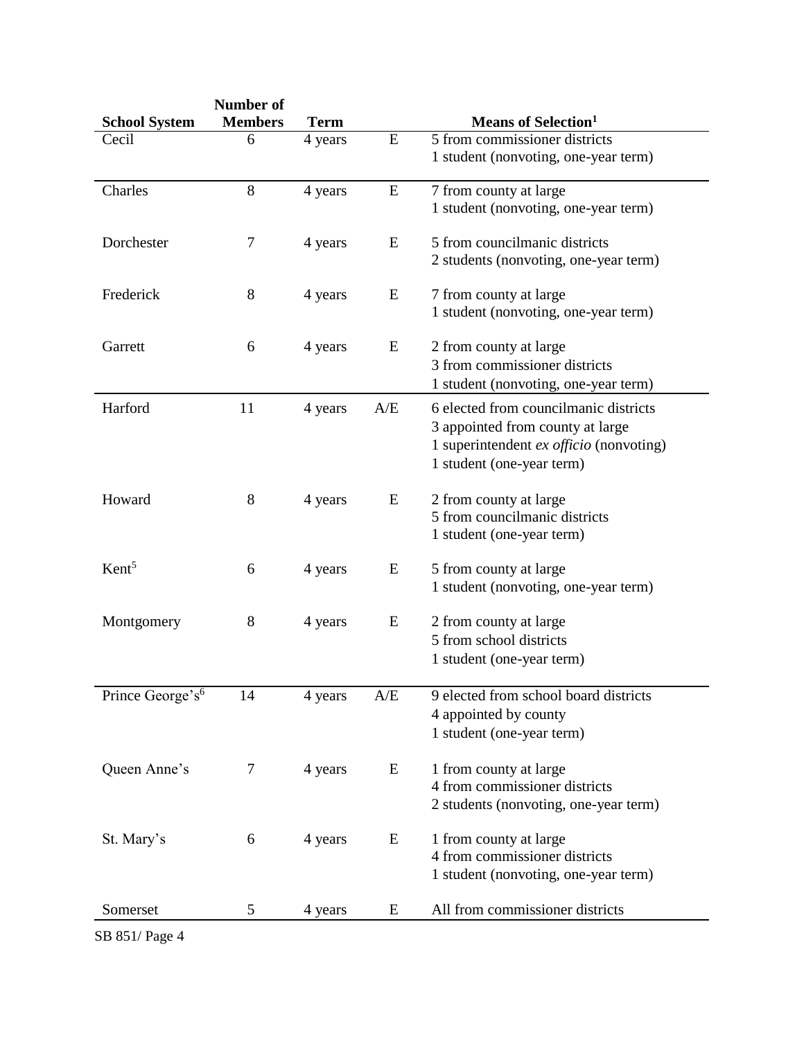| School System | Number of Members | Term | | Means of Selection[1] |
|---|---|---|---|---|
| Cecil | 6 | 4 years | E | 5 from commissioner districts<br>1 student (nonvoting, one-year term) |
| Charles | 8 | 4 years | E | 7 from county at large<br>1 student (nonvoting, one-year term) |
| Dorchester | 7 | 4 years | E | 5 from councilmanic districts<br>2 students (nonvoting, one-year term) |
| Frederick | 8 | 4 years | E | 7 from county at large<br>1 student (nonvoting, one-year term) |
| Garrett | 6 | 4 years | E | 2 from county at large<br>3 from commissioner districts<br>1 student (nonvoting, one-year term) |
| Harford | 11 | 4 years | A/E | 6 elected from councilmanic districts<br>3 appointed from county at large<br>1 superintendent *ex officio* (nonvoting)<br>1 student (one-year term) |
| Howard | 8 | 4 years | E | 2 from county at large<br>5 from councilmanic districts<br>1 student (one-year term) |
| Kent[5] | 6 | 4 years | E | 5 from county at large<br>1 student (nonvoting, one-year term) |
| Montgomery | 8 | 4 years | E | 2 from county at large<br>5 from school districts<br>1 student (one-year term) |
| Prince George's[6] | 14 | 4 years | A/E | 9 elected from school board districts<br>4 appointed by county<br>1 student (one-year term) |
| Queen Anne's | 7 | 4 years | E | 1 from county at large<br>4 from commissioner districts<br>2 students (nonvoting, one-year term) |
| St. Mary's | 6 | 4 years | E | 1 from county at large<br>4 from commissioner districts<br>1 student (nonvoting, one-year term) |
| Somerset | 5 | 4 years | E | All from commissioner districts |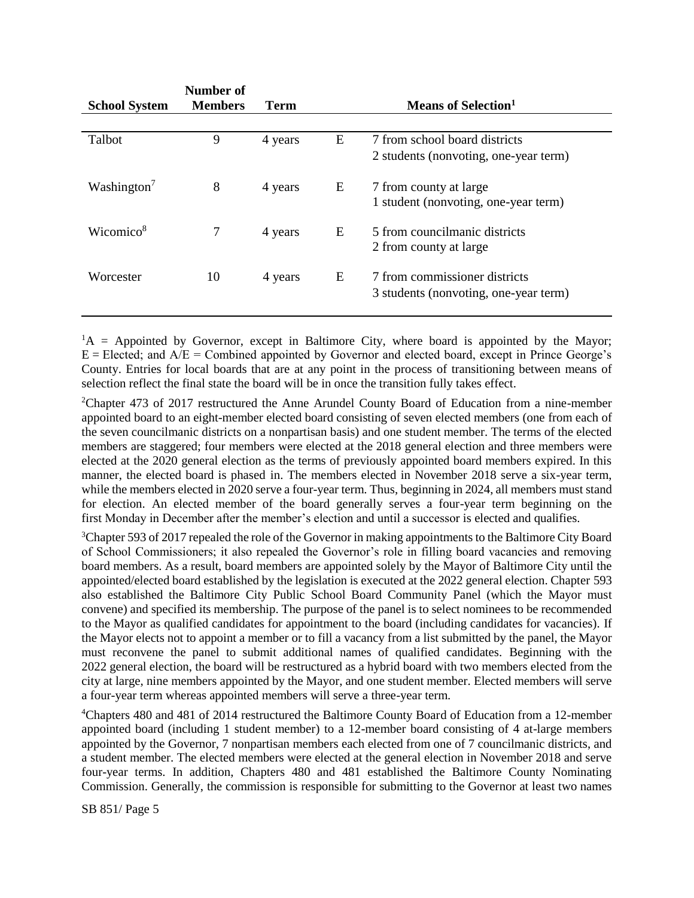| School System | Number of Members | Term | | Means of Selection[1] |
|---|---|---|---|---|
| Talbot | 9 | 4 years | E | 7 from school board districts<br>2 students (nonvoting, one-year term) |
| Washington[7] | 8 | 4 years | E | 7 from county at large<br>1 student (nonvoting, one-year term) |
| Wicomico[8] | 7 | 4 years | E | 5 from councilmanic districts<br>2 from county at large |
| Worcester | 10 | 4 years | E | 7 from commissioner districts<br>3 students (nonvoting, one-year term) |

[1]A = Appointed by Governor, except in Baltimore City, where board is appointed by the Mayor; E = Elected; and A/E = Combined appointed by Governor and elected board, except in Prince George's County. Entries for local boards that are at any point in the process of transitioning between means of selection reflect the final state the board will be in once the transition fully takes effect.

[2]Chapter 473 of 2017 restructured the Anne Arundel County Board of Education from a nine-member appointed board to an eight-member elected board consisting of seven elected members (one from each of the seven councilmanic districts on a nonpartisan basis) and one student member. The terms of the elected members are staggered; four members were elected at the 2018 general election and three members were elected at the 2020 general election as the terms of previously appointed board members expired. In this manner, the elected board is phased in. The members elected in November 2018 serve a six-year term, while the members elected in 2020 serve a four-year term. Thus, beginning in 2024, all members must stand for election. An elected member of the board generally serves a four-year term beginning on the first Monday in December after the member's election and until a successor is elected and qualifies.

[3]Chapter 593 of 2017 repealed the role of the Governor in making appointments to the Baltimore City Board of School Commissioners; it also repealed the Governor's role in filling board vacancies and removing board members. As a result, board members are appointed solely by the Mayor of Baltimore City until the appointed/elected board established by the legislation is executed at the 2022 general election. Chapter 593 also established the Baltimore City Public School Board Community Panel (which the Mayor must convene) and specified its membership. The purpose of the panel is to select nominees to be recommended to the Mayor as qualified candidates for appointment to the board (including candidates for vacancies). If the Mayor elects not to appoint a member or to fill a vacancy from a list submitted by the panel, the Mayor must reconvene the panel to submit additional names of qualified candidates. Beginning with the 2022 general election, the board will be restructured as a hybrid board with two members elected from the city at large, nine members appointed by the Mayor, and one student member. Elected members will serve a four-year term whereas appointed members will serve a three-year term.

[4]Chapters 480 and 481 of 2014 restructured the Baltimore County Board of Education from a 12-member appointed board (including 1 student member) to a 12-member board consisting of 4 at-large members appointed by the Governor, 7 nonpartisan members each elected from one of 7 councilmanic districts, and a student member. The elected members were elected at the general election in November 2018 and serve four-year terms. In addition, Chapters 480 and 481 established the Baltimore County Nominating Commission. Generally, the commission is responsible for submitting to the Governor at least two names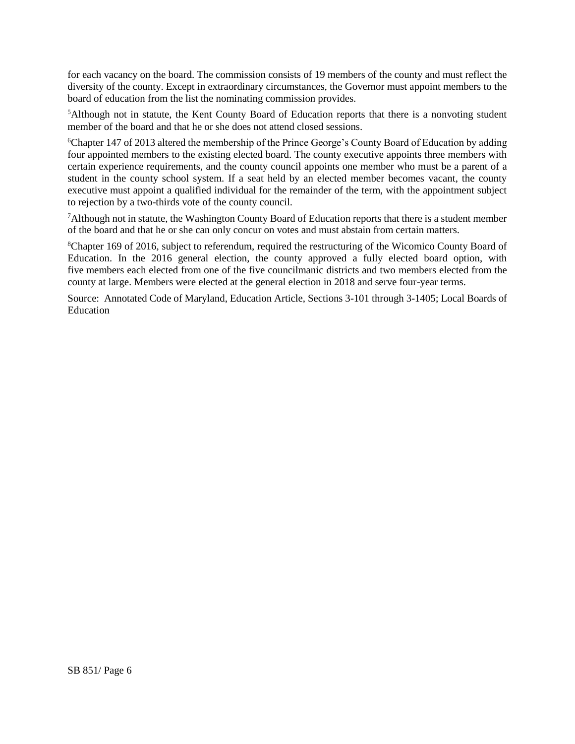for each vacancy on the board. The commission consists of 19 members of the county and must reflect the diversity of the county. Except in extraordinary circumstances, the Governor must appoint members to the board of education from the list the nominating commission provides.

[5]Although not in statute, the Kent County Board of Education reports that there is a nonvoting student member of the board and that he or she does not attend closed sessions.

[6]Chapter 147 of 2013 altered the membership of the Prince George's County Board of Education by adding four appointed members to the existing elected board. The county executive appoints three members with certain experience requirements, and the county council appoints one member who must be a parent of a student in the county school system. If a seat held by an elected member becomes vacant, the county executive must appoint a qualified individual for the remainder of the term, with the appointment subject to rejection by a two-thirds vote of the county council.

[7]Although not in statute, the Washington County Board of Education reports that there is a student member of the board and that he or she can only concur on votes and must abstain from certain matters.

[8]Chapter 169 of 2016, subject to referendum, required the restructuring of the Wicomico County Board of Education. In the 2016 general election, the county approved a fully elected board option, with five members each elected from one of the five councilmanic districts and two members elected from the county at large. Members were elected at the general election in 2018 and serve four-year terms.

Source: Annotated Code of Maryland, Education Article, Sections 3-101 through 3-1405; Local Boards of Education